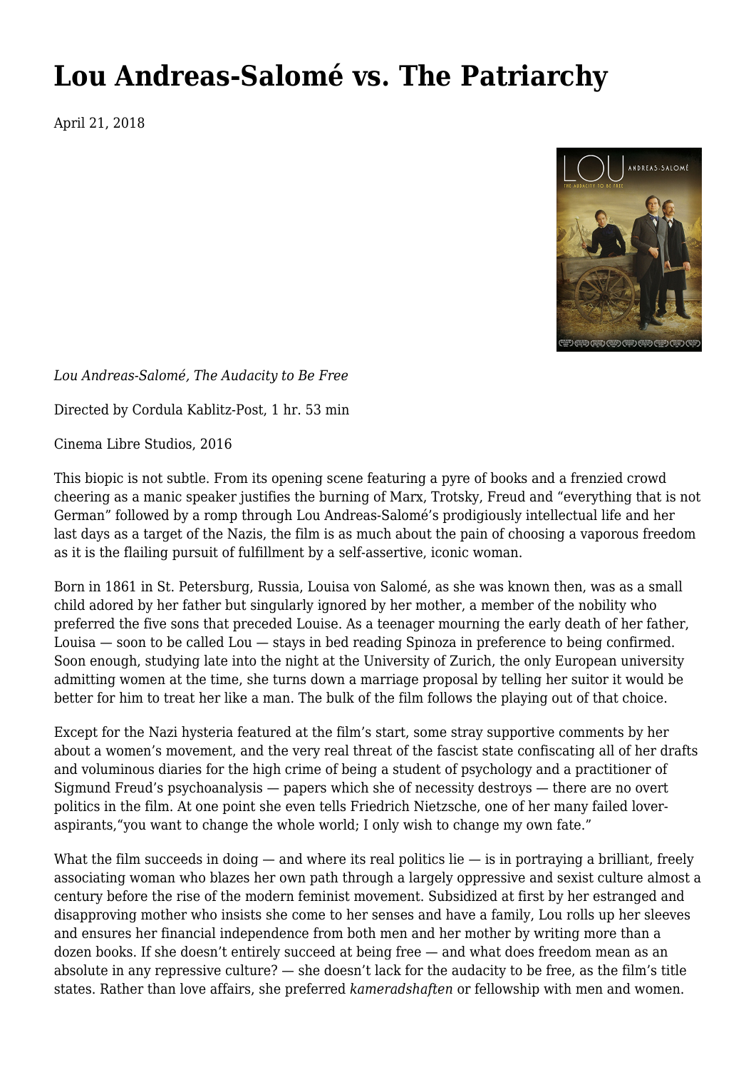# Lou Andreas-Salomé vs. The Patriarchy

April 21, 2018

*Lou Andreas-Salomé, The Audacity to Be Free*

Directed by Cordula Kablitz-Post, 1 hr. 53 min

Cinema Libre Studios, 2016

This biopic is not subtle. From its opening scene featuring a pyre of books and a frenzied crowd cheering as a manic speaker justifies the burning of Marx, Trotsky, Freud and "everything that is not German" followed by a romp through Lou Andreas-Salomé's prodigiously intellectual life and her last days as a target of the Nazis, the film is as much about the pain of choosing a vaporous freedom as it is the flailing pursuit of fulfillment by a self-assertive, iconic woman.

Born in 1861 in St. Petersburg, Russia, Louisa von Salomé, as she was known then, was as a small child adored by her father but singularly ignored by her mother, a member of the nobility who preferred the five sons that preceded Louise. As a teenager mourning the early death of her father, Louisa — soon to be called Lou — stays in bed reading Spinoza in preference to being confirmed. Soon enough, studying late into the night at the University of Zurich, the only European university admitting women at the time, she turns down a marriage proposal by telling her suitor it would be better for him to treat her like a man. The bulk of the film follows the playing out of that choice.

Except for the Nazi hysteria featured at the film's start, some stray supportive comments by her about a women's movement, and the very real threat of the fascist state confiscating all of her drafts and voluminous diaries for the high crime of being a student of psychology and a practitioner of Sigmund Freud's psychoanalysis — papers which she of necessity destroys — there are no overt politics in the film. At one point she even tells Friedrich Nietzsche, one of her many failed lover-aspirants,"you want to change the whole world; I only wish to change my own fate."

What the film succeeds in doing — and where its real politics lie — is in portraying a brilliant, freely associating woman who blazes her own path through a largely oppressive and sexist culture almost a century before the rise of the modern feminist movement. Subsidized at first by her estranged and disapproving mother who insists she come to her senses and have a family, Lou rolls up her sleeves and ensures her financial independence from both men and her mother by writing more than a dozen books. If she doesn't entirely succeed at being free — and what does freedom mean as an absolute in any repressive culture? — she doesn't lack for the audacity to be free, as the film's title states. Rather than love affairs, she preferred *kameradshaften* or fellowship with men and women.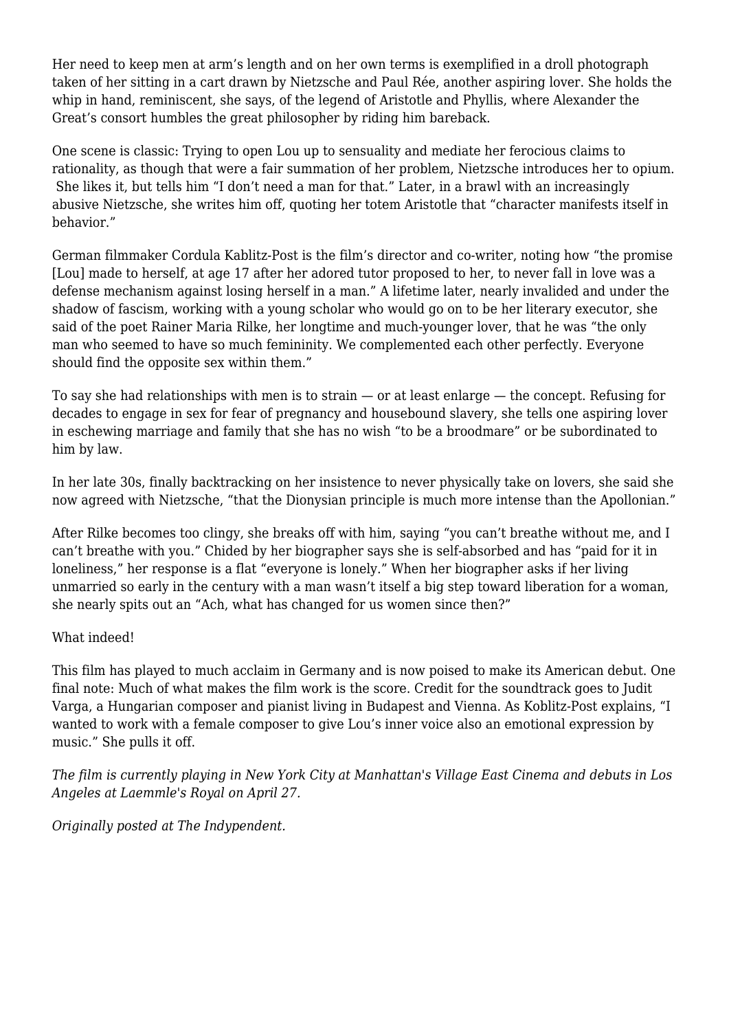Her need to keep men at arm's length and on her own terms is exemplified in a droll photograph taken of her sitting in a cart drawn by Nietzsche and Paul Rée, another aspiring lover. She holds the whip in hand, reminiscent, she says, of the legend of Aristotle and Phyllis, where Alexander the Great's consort humbles the great philosopher by riding him bareback.

One scene is classic: Trying to open Lou up to sensuality and mediate her ferocious claims to rationality, as though that were a fair summation of her problem, Nietzsche introduces her to opium. She likes it, but tells him "I don't need a man for that." Later, in a brawl with an increasingly abusive Nietzsche, she writes him off, quoting her totem Aristotle that "character manifests itself in behavior."

German filmmaker Cordula Kablitz-Post is the film's director and co-writer, noting how "the promise [Lou] made to herself, at age 17 after her adored tutor proposed to her, to never fall in love was a defense mechanism against losing herself in a man." A lifetime later, nearly invalided and under the shadow of fascism, working with a young scholar who would go on to be her literary executor, she said of the poet Rainer Maria Rilke, her longtime and much-younger lover, that he was "the only man who seemed to have so much femininity. We complemented each other perfectly. Everyone should find the opposite sex within them."

To say she had relationships with men is to strain — or at least enlarge — the concept. Refusing for decades to engage in sex for fear of pregnancy and housebound slavery, she tells one aspiring lover in eschewing marriage and family that she has no wish "to be a broodmare" or be subordinated to him by law.

In her late 30s, finally backtracking on her insistence to never physically take on lovers, she said she now agreed with Nietzsche, "that the Dionysian principle is much more intense than the Apollonian."

After Rilke becomes too clingy, she breaks off with him, saying "you can't breathe without me, and I can't breathe with you." Chided by her biographer says she is self-absorbed and has "paid for it in loneliness," her response is a flat "everyone is lonely." When her biographer asks if her living unmarried so early in the century with a man wasn't itself a big step toward liberation for a woman, she nearly spits out an "Ach, what has changed for us women since then?"

What indeed!

This film has played to much acclaim in Germany and is now poised to make its American debut. One final note: Much of what makes the film work is the score. Credit for the soundtrack goes to Judit Varga, a Hungarian composer and pianist living in Budapest and Vienna. As Koblitz-Post explains, "I wanted to work with a female composer to give Lou's inner voice also an emotional expression by music." She pulls it off.

*The film is currently playing in New York City at Manhattan's Village East Cinema and debuts in Los Angeles at Laemmle's Royal on April 27.*

*Originally posted at The Indypendent.*